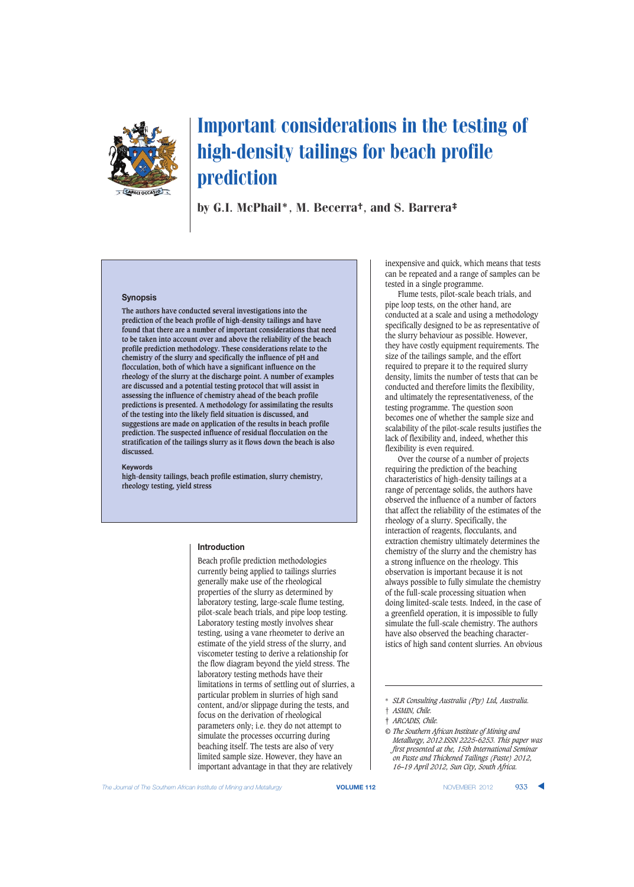# Important considerations in the testing of high-density tailings for beach profile prediction

by G.I. McPhail*, M. Becerra†, and S. Barrera‡

### Synopsis

**The authors have conducted several investigations into the prediction of the beach profile of high-density tailings and have found that there are a number of important considerations that need to be taken into account over and above the reliability of the beach profile prediction methodology. These considerations relate to the chemistry of the slurry and specifically the influence of pH and flocculation, both of which have a significant influence on the rheology of the slurry at the discharge point. A number of examples are discussed and a potential testing protocol that will assist in assessing the influence of chemistry ahead of the beach profile predictions is presented. A methodology for assimilating the results of the testing into the likely field situation is discussed, and suggestions are made on application of the results in beach profile prediction. The suspected influence of residual flocculation on the stratification of the tailings slurry as it flows down the beach is also discussed.**

**Keywords**

high-density tailings, beach profile estimation, slurry chemistry, rheology testing, yield stress

## Introduction

Beach profile prediction methodologies currently being applied to tailings slurries generally make use of the rheological properties of the slurry as determined by laboratory testing, large-scale flume testing, pilot-scale beach trials, and pipe loop testing. Laboratory testing mostly involves shear testing, using a vane rheometer to derive an estimate of the yield stress of the slurry, and viscometer testing to derive a relationship for the flow diagram beyond the yield stress. The laboratory testing methods have their limitations in terms of settling out of slurries, a particular problem in slurries of high sand content, and/or slippage during the tests, and focus on the derivation of rheological parameters only; i.e. they do not attempt to simulate the processes occurring during beaching itself. The tests are also of very limited sample size. However, they have an important advantage in that they are relatively inexpensive and quick, which means that tests can be repeated and a range of samples can be tested in a single programme.

Flume tests, pilot-scale beach trials, and pipe loop tests, on the other hand, are conducted at a scale and using a methodology specifically designed to be as representative of the slurry behaviour as possible. However, they have costly equipment requirements. The size of the tailings sample, and the effort required to prepare it to the required slurry density, limits the number of tests that can be conducted and therefore limits the flexibility, and ultimately the representativeness, of the testing programme. The question soon becomes one of whether the sample size and scalability of the pilot-scale results justifies the lack of flexibility and, indeed, whether this flexibility is even required.

Over the course of a number of projects requiring the prediction of the beaching characteristics of high-density tailings at a range of percentage solids, the authors have observed the influence of a number of factors that affect the reliability of the estimates of the rheology of a slurry. Specifically, the interaction of reagents, flocculants, and extraction chemistry ultimately determines the chemistry of the slurry and the chemistry has a strong influence on the rheology. This observation is important because it is not always possible to fully simulate the chemistry of the full-scale processing situation when doing limited-scale tests. Indeed, in the case of a greenfield operation, it is impossible to fully simulate the full-scale chemistry. The authors have also observed the beaching characteristics of high sand content slurries. An obvious

---

\* *SLR Consulting Australia (Pty) Ltd, Australia.*

† *ASMIN, Chile.*

‡ *ARCADIS, Chile.*

© *The Southern African Institute of Mining and Metallurgy, 2012.ISSN 2225-6253. This paper was first presented at the, 15th International Seminar on Paste and Thickened Tailings (Paste) 2012, 16–19 April 2012, Sun City, South Africa.*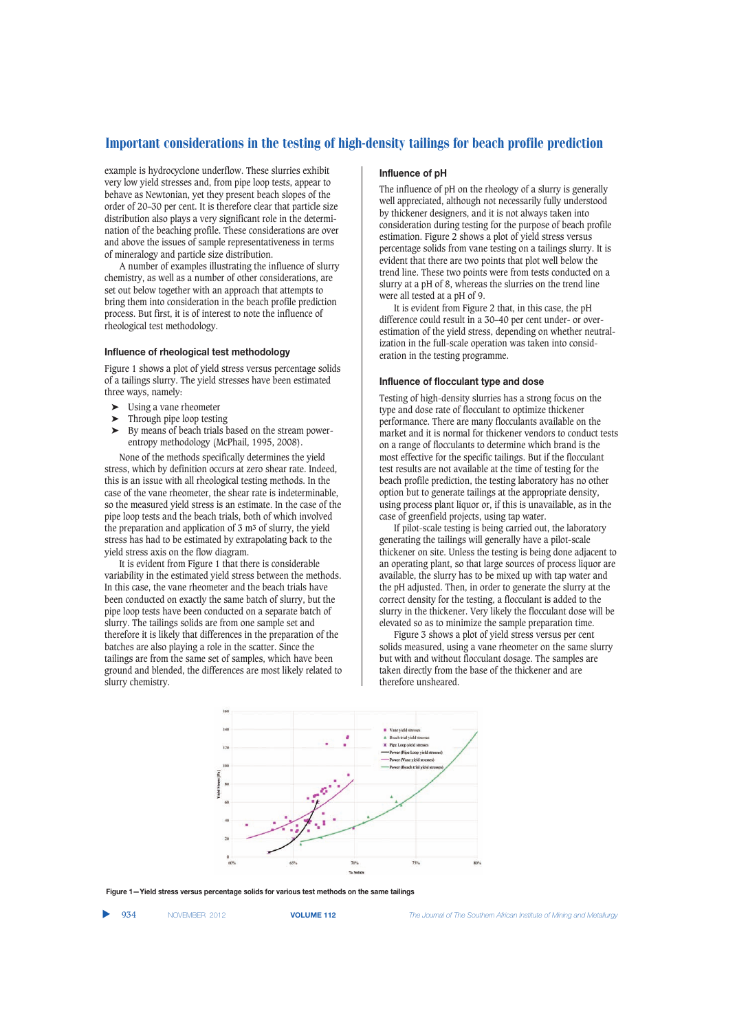example is hydrocyclone underflow. These slurries exhibit very low yield stresses and, from pipe loop tests, appear to behave as Newtonian, yet they present beach slopes of the order of 20–30 per cent. It is therefore clear that particle size distribution also plays a very significant role in the determination of the beaching profile. These considerations are over and above the issues of sample representativeness in terms of mineralogy and particle size distribution.

A number of examples illustrating the influence of slurry chemistry, as well as a number of other considerations, are set out below together with an approach that attempts to bring them into consideration in the beach profile prediction process. But first, it is of interest to note the influence of rheological test methodology.

### Influence of rheological test methodology

Figure 1 shows a plot of yield stress versus percentage solids of a tailings slurry. The yield stresses have been estimated three ways, namely:

- Using a vane rheometer
- Through pipe loop testing
- By means of beach trials based on the stream power-entropy methodology (McPhail, 1995, 2008).

None of the methods specifically determines the yield stress, which by definition occurs at zero shear rate. Indeed, this is an issue with all rheological testing methods. In the case of the vane rheometer, the shear rate is indeterminable, so the measured yield stress is an estimate. In the case of the pipe loop tests and the beach trials, both of which involved the preparation and application of 3 $m^3$ of slurry, the yield stress has had to be estimated by extrapolating back to the yield stress axis on the flow diagram.

It is evident from Figure 1 that there is considerable variability in the estimated yield stress between the methods. In this case, the vane rheometer and the beach trials have been conducted on exactly the same batch of slurry, but the pipe loop tests have been conducted on a separate batch of slurry. The tailings solids are from one sample set and therefore it is likely that differences in the preparation of the batches are also playing a role in the scatter. Since the tailings are from the same set of samples, which have been ground and blended, the differences are most likely related to slurry chemistry.

### Influence of pH

The influence of pH on the rheology of a slurry is generally well appreciated, although not necessarily fully understood by thickener designers, and it is not always taken into consideration during testing for the purpose of beach profile estimation. Figure 2 shows a plot of yield stress versus percentage solids from vane testing on a tailings slurry. It is evident that there are two points that plot well below the trend line. These two points were from tests conducted on a slurry at a pH of 8, whereas the slurries on the trend line were all tested at a pH of 9.

It is evident from Figure 2 that, in this case, the pH difference could result in a 30–40 per cent under- or over-estimation of the yield stress, depending on whether neutralization in the full-scale operation was taken into consideration in the testing programme.

### Influence of flocculant type and dose

Testing of high-density slurries has a strong focus on the type and dose rate of flocculant to optimize thickener performance. There are many flocculants available on the market and it is normal for thickener vendors to conduct tests on a range of flocculants to determine which brand is the most effective for the specific tailings. But if the flocculant test results are not available at the time of testing for the beach profile prediction, the testing laboratory has no other option but to generate tailings at the appropriate density, using process plant liquor or, if this is unavailable, as in the case of greenfield projects, using tap water.

If pilot-scale testing is being carried out, the laboratory generating the tailings will generally have a pilot-scale thickener on site. Unless the testing is being done adjacent to an operating plant, so that large sources of process liquor are available, the slurry has to be mixed up with tap water and the pH adjusted. Then, in order to generate the slurry at the correct density for the testing, a flocculant is added to the slurry in the thickener. Very likely the flocculant dose will be elevated so as to minimize the sample preparation time.

Figure 3 shows a plot of yield stress versus per cent solids measured, using a vane rheometer on the same slurry but with and without flocculant dosage. The samples are taken directly from the base of the thickener and are therefore unsheared.

Figure 1—Yield stress versus percentage solids for various test methods on the same tailings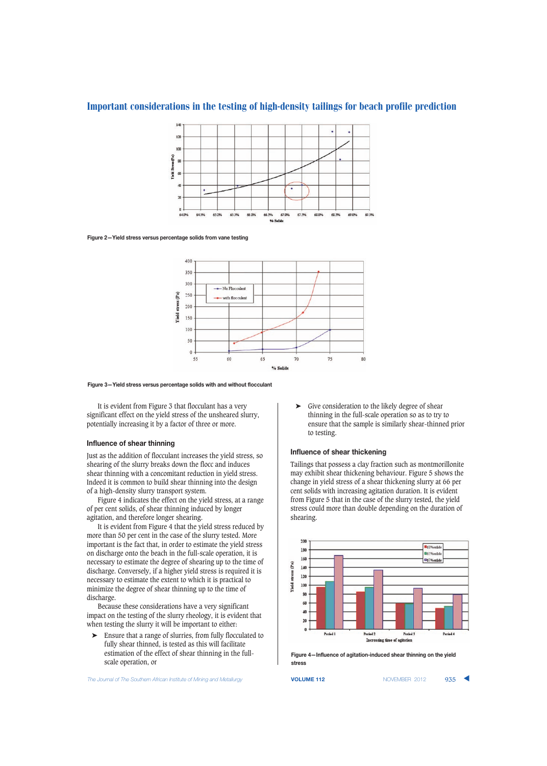Figure 2—Yield stress versus percentage solids from vane testing

Figure 3—Yield stress versus percentage solids with and without flocculant

It is evident from Figure 3 that flocculant has a very significant effect on the yield stress of the unsheared slurry, potentially increasing it by a factor of three or more.

### Influence of shear thinning

Just as the addition of flocculant increases the yield stress, so shearing of the slurry breaks down the flocc and induces shear thinning with a concomitant reduction in yield stress. Indeed it is common to build shear thinning into the design of a high-density slurry transport system.

Figure 4 indicates the effect on the yield stress, at a range of per cent solids, of shear thinning induced by longer agitation, and therefore longer shearing.

It is evident from Figure 4 that the yield stress reduced by more than 50 per cent in the case of the slurry tested. More important is the fact that, in order to estimate the yield stress on discharge onto the beach in the full-scale operation, it is necessary to estimate the degree of shearing up to the time of discharge. Conversely, if a higher yield stress is required it is necessary to estimate the extent to which it is practical to minimize the degree of shear thinning up to the time of discharge.

Because these considerations have a very significant impact on the testing of the slurry rheology, it is evident that when testing the slurry it will be important to either:

- Ensure that a range of slurries, from fully flocculated to fully shear thinned, is tested as this will facilitate estimation of the effect of shear thinning in the full-scale operation, or
- Give consideration to the likely degree of shear thinning in the full-scale operation so as to try to ensure that the sample is similarly shear-thinned prior to testing.

### Influence of shear thickening

Tailings that possess a clay fraction such as montmorillonite may exhibit shear thickening behaviour. Figure 5 shows the change in yield stress of a shear thickening slurry at 66 per cent solids with increasing agitation duration. It is evident from Figure 5 that in the case of the slurry tested, the yield stress could more than double depending on the duration of shearing.

Figure 4—Influence of agitation-induced shear thinning on the yield stress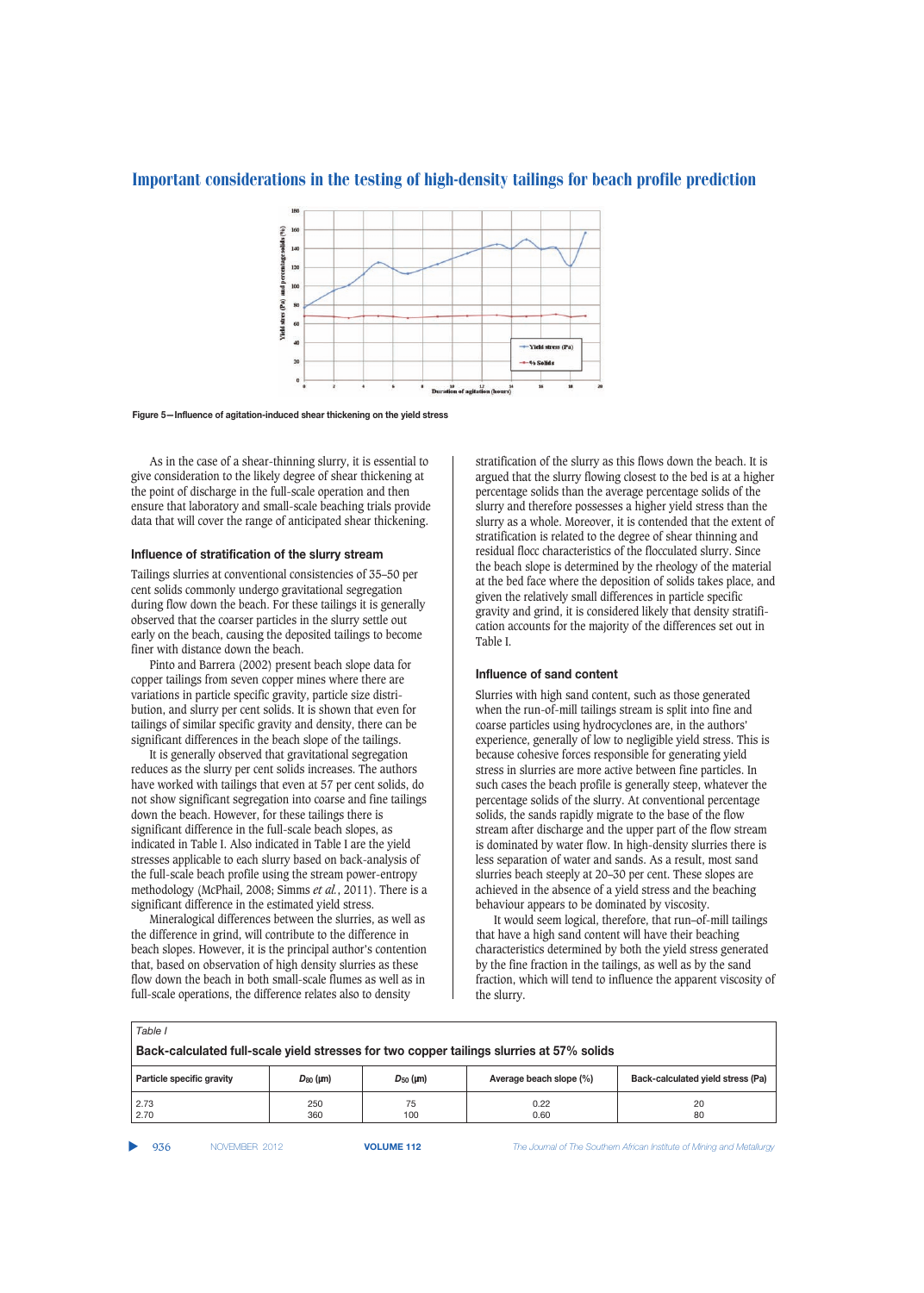Figure 5—Influence of agitation-induced shear thickening on the yield stress

As in the case of a shear-thinning slurry, it is essential to give consideration to the likely degree of shear thickening at the point of discharge in the full-scale operation and then ensure that laboratory and small-scale beaching trials provide data that will cover the range of anticipated shear thickening.

### Influence of stratification of the slurry stream

Tailings slurries at conventional consistencies of 35–50 per cent solids commonly undergo gravitational segregation during flow down the beach. For these tailings it is generally observed that the coarser particles in the slurry settle out early on the beach, causing the deposited tailings to become finer with distance down the beach.

Pinto and Barrera (2002) present beach slope data for copper tailings from seven copper mines where there are variations in particle specific gravity, particle size distribution, and slurry per cent solids. It is shown that even for tailings of similar specific gravity and density, there can be significant differences in the beach slope of the tailings.

It is generally observed that gravitational segregation reduces as the slurry per cent solids increases. The authors have worked with tailings that even at 57 per cent solids, do not show significant segregation into coarse and fine tailings down the beach. However, for these tailings there is significant difference in the full-scale beach slopes, as indicated in Table I. Also indicated in Table I are the yield stresses applicable to each slurry based on back-analysis of the full-scale beach profile using the stream power-entropy methodology (McPhail, 2008; Simms *et al.*, 2011). There is a significant difference in the estimated yield stress.

Mineralogical differences between the slurries, as well as the difference in grind, will contribute to the difference in beach slopes. However, it is the principal author's contention that, based on observation of high density slurries as these flow down the beach in both small-scale flumes as well as in full-scale operations, the difference relates also to density stratification of the slurry as this flows down the beach. It is argued that the slurry flowing closest to the bed is at a higher percentage solids than the average percentage solids of the slurry and therefore possesses a higher yield stress than the slurry as a whole. Moreover, it is contended that the extent of stratification is related to the degree of shear thinning and residual flocc characteristics of the flocculated slurry. Since the beach slope is determined by the rheology of the material at the bed face where the deposition of solids takes place, and given the relatively small differences in particle specific gravity and grind, it is considered likely that density stratification accounts for the majority of the differences set out in Table I.

### Influence of sand content

Slurries with high sand content, such as those generated when the run-of-mill tailings stream is split into fine and coarse particles using hydrocyclones are, in the authors' experience, generally of low to negligible yield stress. This is because cohesive forces responsible for generating yield stress in slurries are more active between fine particles. In such cases the beach profile is generally steep, whatever the percentage solids of the slurry. At conventional percentage solids, the sands rapidly migrate to the base of the flow stream after discharge and the upper part of the flow stream is dominated by water flow. In high-density slurries there is less separation of water and sands. As a result, most sand slurries beach steeply at 20–30 per cent. These slopes are achieved in the absence of a yield stress and the beaching behaviour appears to be dominated by viscosity.

It would seem logical, therefore, that run–of-mill tailings that have a high sand content will have their beaching characteristics determined by both the yield stress generated by the fine fraction in the tailings, as well as by the sand fraction, which will tend to influence the apparent viscosity of the slurry.

*Table I*

**Back-calculated full-scale yield stresses for two copper tailings slurries at 57% solids**

| Particle specific gravity | $D_{80}$ (µm) | $D_{50}$ (µm) | Average beach slope (%) | Back-calculated yield stress (Pa) |
|---|---|---|---|---|
| 2.73 | 250 | 75 | 0.22 | 20 |
| 2.70 | 360 | 100 | 0.60 | 80 |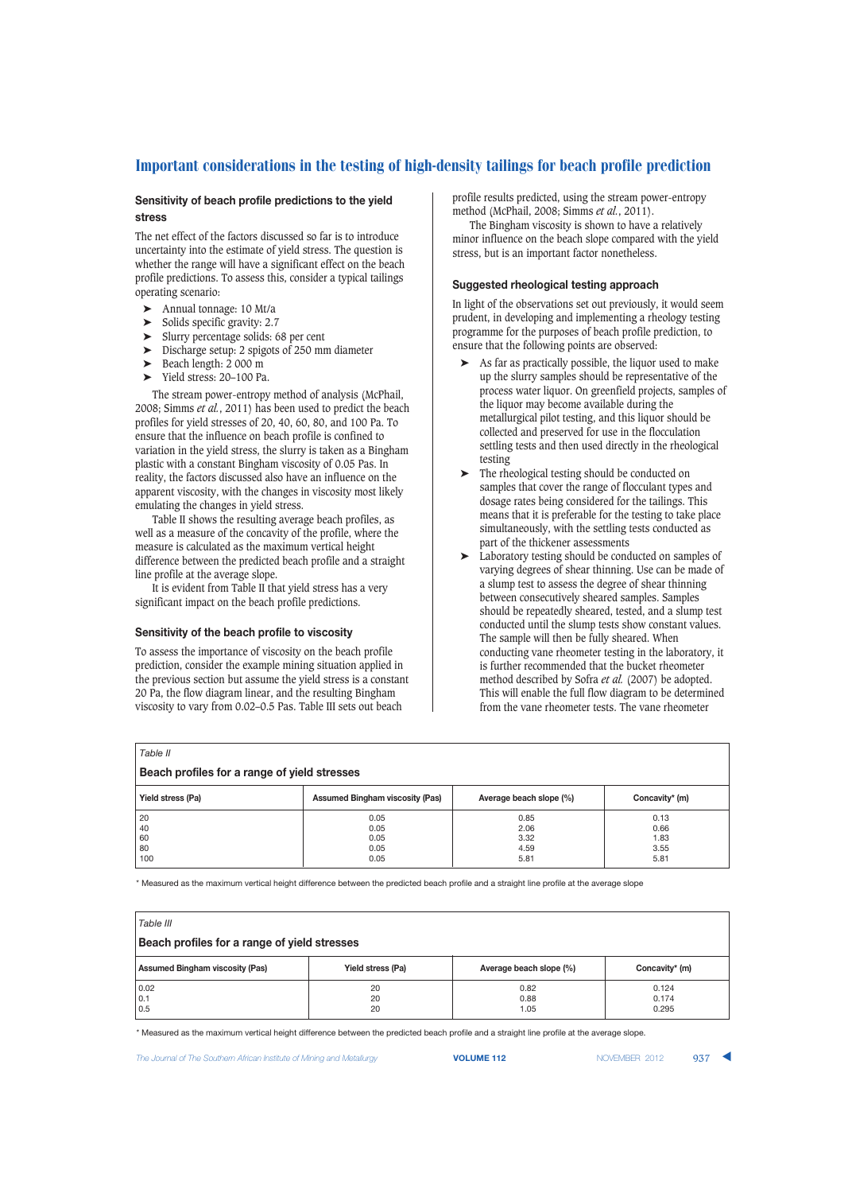### Sensitivity of beach profile predictions to the yield stress

The net effect of the factors discussed so far is to introduce uncertainty into the estimate of yield stress. The question is whether the range will have a significant effect on the beach profile predictions. To assess this, consider a typical tailings operating scenario:

- Annual tonnage: 10 Mt/a
- Solids specific gravity: 2.7
- Slurry percentage solids: 68 per cent
- Discharge setup: 2 spigots of 250 mm diameter
- Beach length: 2 000 m
- Yield stress: 20–100 Pa.

The stream power-entropy method of analysis (McPhail, 2008; Simms *et al.*, 2011) has been used to predict the beach profiles for yield stresses of 20, 40, 60, 80, and 100 Pa. To ensure that the influence on beach profile is confined to variation in the yield stress, the slurry is taken as a Bingham plastic with a constant Bingham viscosity of 0.05 Pas. In reality, the factors discussed also have an influence on the apparent viscosity, with the changes in viscosity most likely emulating the changes in yield stress.

Table II shows the resulting average beach profiles, as well as a measure of the concavity of the profile, where the measure is calculated as the maximum vertical height difference between the predicted beach profile and a straight line profile at the average slope.

It is evident from Table II that yield stress has a very significant impact on the beach profile predictions.

### Sensitivity of the beach profile to viscosity

To assess the importance of viscosity on the beach profile prediction, consider the example mining situation applied in the previous section but assume the yield stress is a constant 20 Pa, the flow diagram linear, and the resulting Bingham viscosity to vary from 0.02–0.5 Pas. Table III sets out beach profile results predicted, using the stream power-entropy method (McPhail, 2008; Simms *et al.*, 2011).

The Bingham viscosity is shown to have a relatively minor influence on the beach slope compared with the yield stress, but is an important factor nonetheless.

### Suggested rheological testing approach

In light of the observations set out previously, it would seem prudent, in developing and implementing a rheology testing programme for the purposes of beach profile prediction, to ensure that the following points are observed:

- As far as practically possible, the liquor used to make up the slurry samples should be representative of the process water liquor. On greenfield projects, samples of the liquor may become available during the metallurgical pilot testing, and this liquor should be collected and preserved for use in the flocculation settling tests and then used directly in the rheological testing
- The rheological testing should be conducted on samples that cover the range of flocculant types and dosage rates being considered for the tailings. This means that it is preferable for the testing to take place simultaneously, with the settling tests conducted as part of the thickener assessments
- Laboratory testing should be conducted on samples of varying degrees of shear thinning. Use can be made of a slump test to assess the degree of shear thinning between consecutively sheared samples. Samples should be repeatedly sheared, tested, and a slump test conducted until the slump tests show constant values. The sample will then be fully sheared. When conducting vane rheometer testing in the laboratory, it is further recommended that the bucket rheometer method described by Sofra *et al.* (2007) be adopted. This will enable the full flow diagram to be determined from the vane rheometer tests. The vane rheometer

*Table II*

**Beach profiles for a range of yield stresses**

| Yield stress (Pa) | Assumed Bingham viscosity (Pas) | Average beach slope (%) | Concavity* (m) |
|---|---|---|---|
| 20 | 0.05 | 0.85 | 0.13 |
| 40 | 0.05 | 2.06 | 0.66 |
| 60 | 0.05 | 3.32 | 1.83 |
| 80 | 0.05 | 4.59 | 3.55 |
| 100 | 0.05 | 5.81 | 5.81 |

\* Measured as the maximum vertical height difference between the predicted beach profile and a straight line profile at the average slope

*Table III*

**Beach profiles for a range of yield stresses**

| Assumed Bingham viscosity (Pas) | Yield stress (Pa) | Average beach slope (%) | Concavity* (m) |
|---|---|---|---|
| 0.02 | 20 | 0.82 | 0.124 |
| 0.1 | 20 | 0.88 | 0.174 |
| 0.5 | 20 | 1.05 | 0.295 |

\* Measured as the maximum vertical height difference between the predicted beach profile and a straight line profile at the average slope.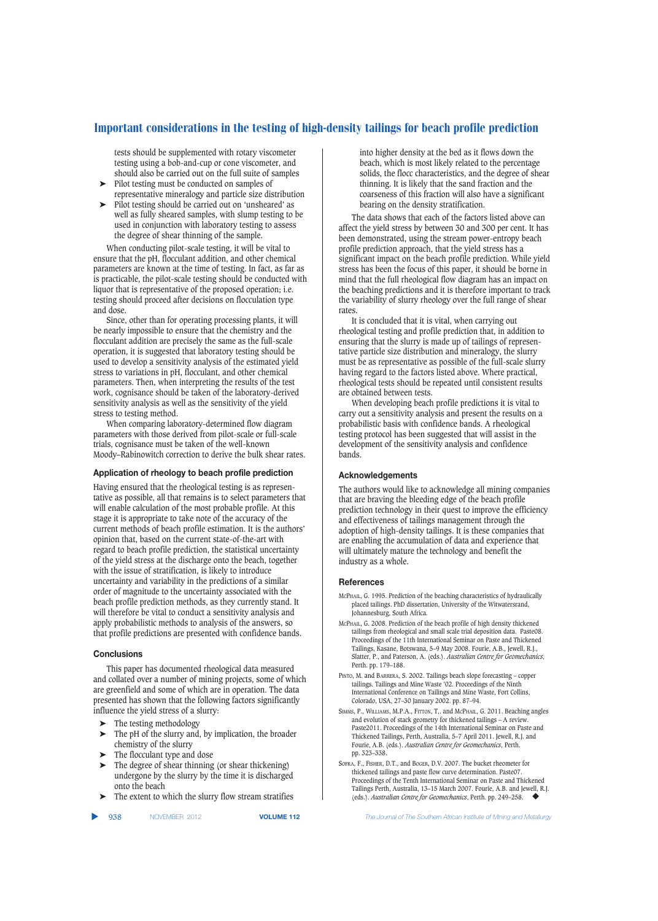tests should be supplemented with rotary viscometer testing using a bob-and-cup or cone viscometer, and should also be carried out on the full suite of samples

- Pilot testing must be conducted on samples of representative mineralogy and particle size distribution
- Pilot testing should be carried out on 'unsheared' as well as fully sheared samples, with slump testing to be used in conjunction with laboratory testing to assess the degree of shear thinning of the sample.

When conducting pilot-scale testing, it will be vital to ensure that the pH, flocculant addition, and other chemical parameters are known at the time of testing. In fact, as far as is practicable, the pilot-scale testing should be conducted with liquor that is representative of the proposed operation; i.e. testing should proceed after decisions on flocculation type and dose.

Since, other than for operating processing plants, it will be nearly impossible to ensure that the chemistry and the flocculant addition are precisely the same as the full-scale operation, it is suggested that laboratory testing should be used to develop a sensitivity analysis of the estimated yield stress to variations in pH, flocculant, and other chemical parameters. Then, when interpreting the results of the test work, cognisance should be taken of the laboratory-derived sensitivity analysis as well as the sensitivity of the yield stress to testing method.

When comparing laboratory-determined flow diagram parameters with those derived from pilot-scale or full-scale trials, cognisance must be taken of the well-known Moody–Rabinowitch correction to derive the bulk shear rates.

### Application of rheology to beach profile prediction

Having ensured that the rheological testing is as representative as possible, all that remains is to select parameters that will enable calculation of the most probable profile. At this stage it is appropriate to take note of the accuracy of the current methods of beach profile estimation. It is the authors' opinion that, based on the current state-of-the-art with regard to beach profile prediction, the statistical uncertainty of the yield stress at the discharge onto the beach, together with the issue of stratification, is likely to introduce uncertainty and variability in the predictions of a similar order of magnitude to the uncertainty associated with the beach profile prediction methods, as they currently stand. It will therefore be vital to conduct a sensitivity analysis and apply probabilistic methods to analysis of the answers, so that profile predictions are presented with confidence bands.

### Conclusions

This paper has documented rheological data measured and collated over a number of mining projects, some of which are greenfield and some of which are in operation. The data presented has shown that the following factors significantly influence the yield stress of a slurry:

- The testing methodology
- The pH of the slurry and, by implication, the broader chemistry of the slurry
- The flocculant type and dose
- The degree of shear thinning (or shear thickening) undergone by the slurry by the time it is discharged onto the beach
- The extent to which the slurry flow stream stratifies into higher density at the bed as it flows down the beach, which is most likely related to the percentage solids, the flocc characteristics, and the degree of shear thinning. It is likely that the sand fraction and the coarseness of this fraction will also have a significant bearing on the density stratification.

The data shows that each of the factors listed above can affect the yield stress by between 30 and 300 per cent. It has been demonstrated, using the stream power-entropy beach profile prediction approach, that the yield stress has a significant impact on the beach profile prediction. While yield stress has been the focus of this paper, it should be borne in mind that the full rheological flow diagram has an impact on the beaching predictions and it is therefore important to track the variability of slurry rheology over the full range of shear rates.

It is concluded that it is vital, when carrying out rheological testing and profile prediction that, in addition to ensuring that the slurry is made up of tailings of representative particle size distribution and mineralogy, the slurry must be as representative as possible of the full-scale slurry having regard to the factors listed above. Where practical, rheological tests should be repeated until consistent results are obtained between tests.

When developing beach profile predictions it is vital to carry out a sensitivity analysis and present the results on a probabilistic basis with confidence bands. A rheological testing protocol has been suggested that will assist in the development of the sensitivity analysis and confidence bands.

### Acknowledgements

The authors would like to acknowledge all mining companies that are braving the bleeding edge of the beach profile prediction technology in their quest to improve the efficiency and effectiveness of tailings management through the adoption of high-density tailings. It is these companies that are enabling the accumulation of data and experience that will ultimately mature the technology and benefit the industry as a whole.

### References

McPhail, G. 1995. Prediction of the beaching characteristics of hydraulically placed tailings. PhD dissertation, University of the Witwatersrand, Johannesburg, South Africa.

McPhail, G. 2008. Prediction of the beach profile of high density thickened tailings from rheological and small scale trial deposition data. Paste08. Proceedings of the 11th International Seminar on Paste and Thickened Tailings, Kasane, Botswana, 5–9 May 2008. Fourie, A.B., Jewell, R.J., Slatter, P., and Paterson, A. (eds.). *Australian Centre for Geomechanics*, Perth. pp. 179–188.

Pinto, M. and Barrera, S. 2002. Tailings beach slope forecasting – copper tailings. Tailings and Mine Waste '02. Proceedings of the Ninth International Conference on Tailings and Mine Waste, Fort Collins, Colorado, USA, 27–30 January 2002. pp. 87–94.

Simms, P., Williams, M.P.A., Fitton, T,. and McPhail, G. 2011. Beaching angles and evolution of stack geometry for thickened tailings – A review. Paste2011. Proceedings of the 14th International Seminar on Paste and Thickened Tailings, Perth, Australia, 5–7 April 2011. Jewell, R.J. and Fourie, A.B. (eds.). *Australian Centre for Geomechanics*, Perth. pp. 323–338.

Sofra, F., Fisher, D.T., and Boger, D.V. 2007. The bucket rheometer for thickened tailings and paste flow curve determination. Paste07. Proceedings of the Tenth International Seminar on Paste and Thickened Tailings Perth, Australia, 13–15 March 2007. Fourie, A.B. and Jewell, R.J. (eds.). *Australian Centre for Geomechanics*, Perth. pp. 249–258. ◆